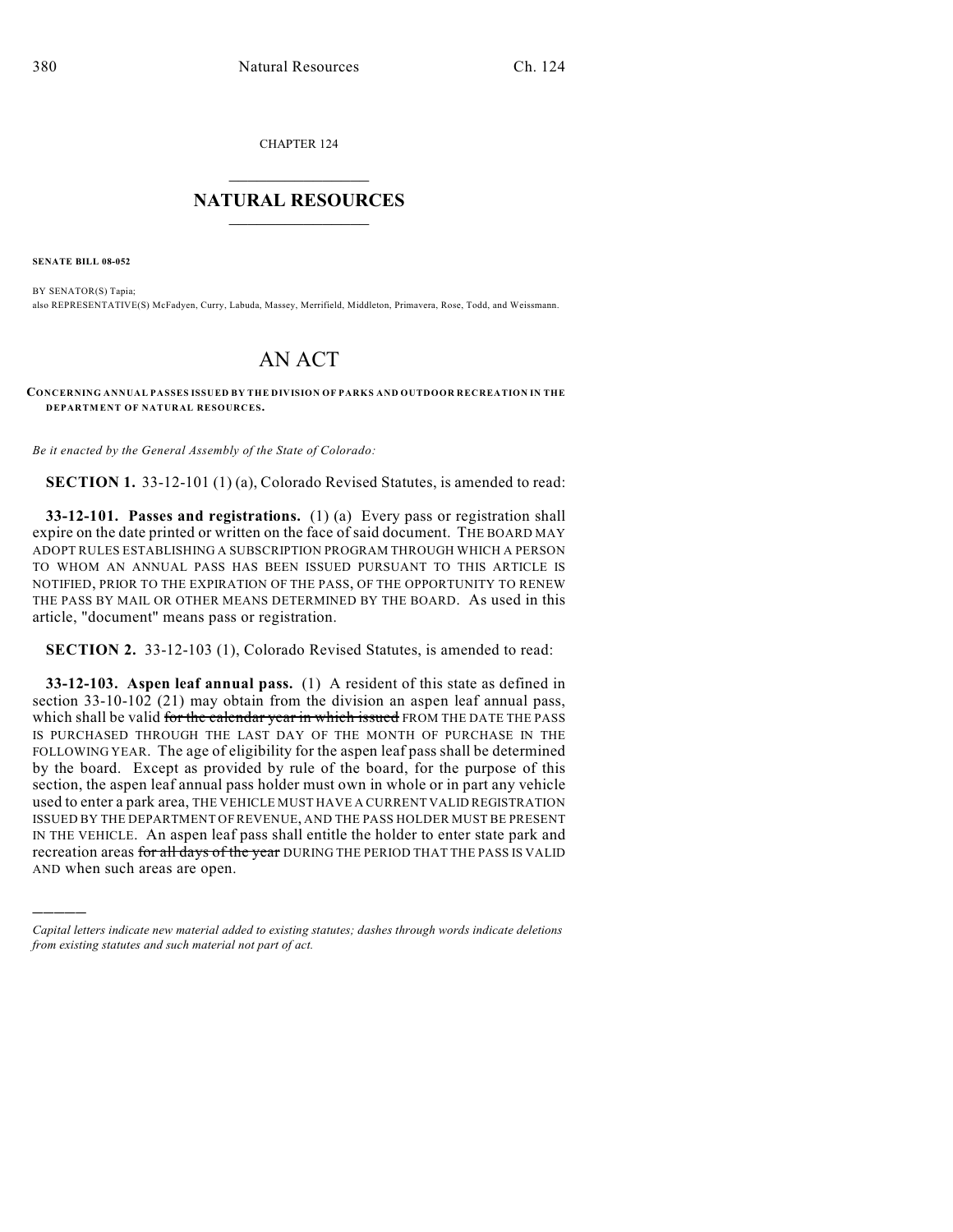CHAPTER 124

## NATURAL RESOURCES

**SENATE BILL 08-052**

BY SENATOR(S) Tapia;
also REPRESENTATIVE(S) McFadyen, Curry, Labuda, Massey, Merrifield, Middleton, Primavera, Rose, Todd, and Weissmann.

# AN ACT

**CONCERNING ANNUAL PASSES ISSUED BY THE DIVISION OF PARKS AND OUTDOOR RECREATION IN THE DEPARTMENT OF NATURAL RESOURCES.**

*Be it enacted by the General Assembly of the State of Colorado:*

**SECTION 1.** 33-12-101 (1) (a), Colorado Revised Statutes, is amended to read:

**33-12-101. Passes and registrations.** (1) (a) Every pass or registration shall expire on the date printed or written on the face of said document. THE BOARD MAY ADOPT RULES ESTABLISHING A SUBSCRIPTION PROGRAM THROUGH WHICH A PERSON TO WHOM AN ANNUAL PASS HAS BEEN ISSUED PURSUANT TO THIS ARTICLE IS NOTIFIED, PRIOR TO THE EXPIRATION OF THE PASS, OF THE OPPORTUNITY TO RENEW THE PASS BY MAIL OR OTHER MEANS DETERMINED BY THE BOARD. As used in this article, "document" means pass or registration.

**SECTION 2.** 33-12-103 (1), Colorado Revised Statutes, is amended to read:

**33-12-103. Aspen leaf annual pass.** (1) A resident of this state as defined in section 33-10-102 (21) may obtain from the division an aspen leaf annual pass, which shall be valid ~~for the calendar year in which issued~~ FROM THE DATE THE PASS IS PURCHASED THROUGH THE LAST DAY OF THE MONTH OF PURCHASE IN THE FOLLOWING YEAR. The age of eligibility for the aspen leaf pass shall be determined by the board. Except as provided by rule of the board, for the purpose of this section, the aspen leaf annual pass holder must own in whole or in part any vehicle used to enter a park area, THE VEHICLE MUST HAVE A CURRENT VALID REGISTRATION ISSUED BY THE DEPARTMENT OF REVENUE, AND THE PASS HOLDER MUST BE PRESENT IN THE VEHICLE. An aspen leaf pass shall entitle the holder to enter state park and recreation areas ~~for all days of the year~~ DURING THE PERIOD THAT THE PASS IS VALID AND when such areas are open.

---

*Capital letters indicate new material added to existing statutes; dashes through words indicate deletions from existing statutes and such material not part of act.*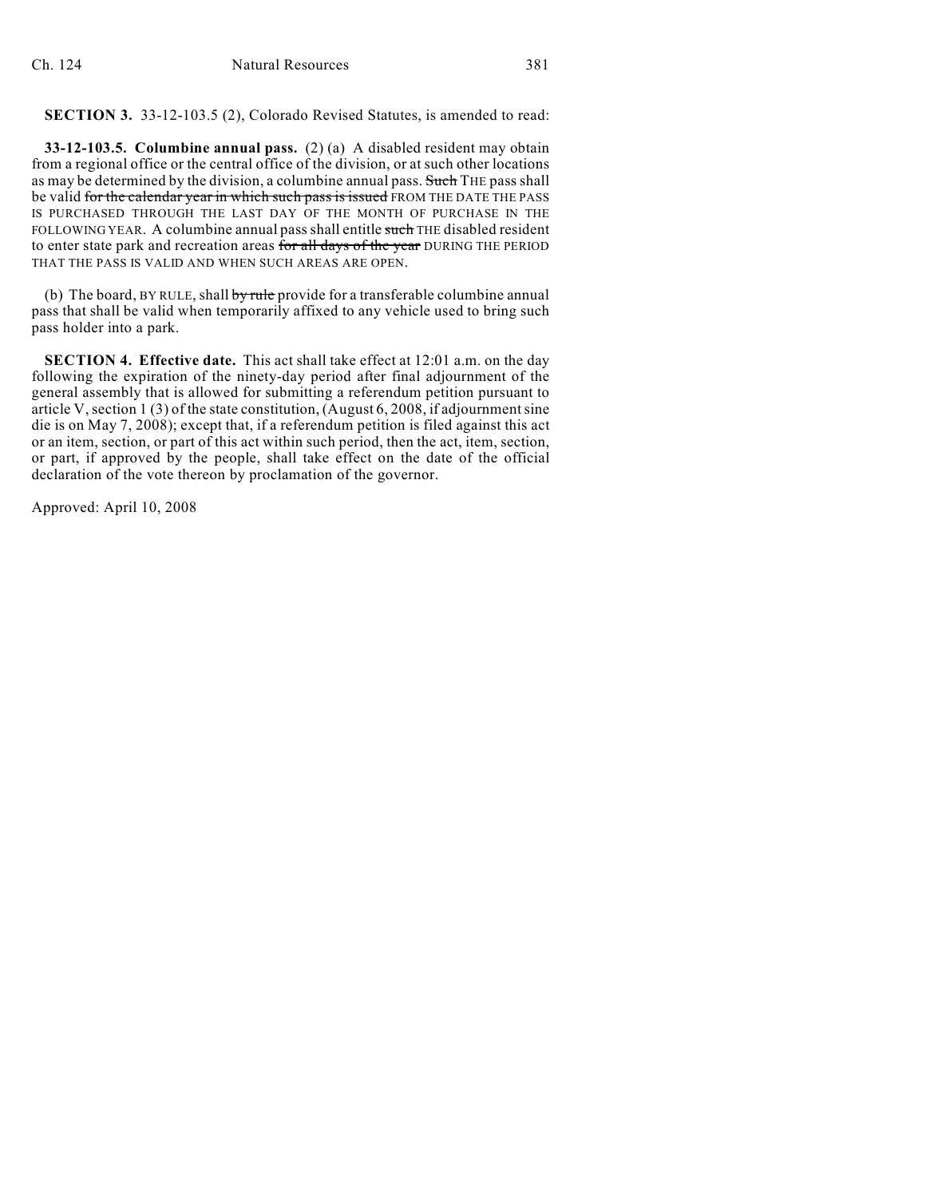**SECTION 3.** 33-12-103.5 (2), Colorado Revised Statutes, is amended to read:

**33-12-103.5. Columbine annual pass.** (2) (a) A disabled resident may obtain from a regional office or the central office of the division, or at such other locations as may be determined by the division, a columbine annual pass. ~~Such~~ THE pass shall be valid ~~for the calendar year in which such pass is issued~~ FROM THE DATE THE PASS IS PURCHASED THROUGH THE LAST DAY OF THE MONTH OF PURCHASE IN THE FOLLOWING YEAR. A columbine annual pass shall entitle ~~such~~ THE disabled resident to enter state park and recreation areas ~~for all days of the year~~ DURING THE PERIOD THAT THE PASS IS VALID AND WHEN SUCH AREAS ARE OPEN.

(b) The board, BY RULE, shall ~~by rule~~ provide for a transferable columbine annual pass that shall be valid when temporarily affixed to any vehicle used to bring such pass holder into a park.

**SECTION 4. Effective date.** This act shall take effect at 12:01 a.m. on the day following the expiration of the ninety-day period after final adjournment of the general assembly that is allowed for submitting a referendum petition pursuant to article V, section 1 (3) of the state constitution, (August 6, 2008, if adjournment sine die is on May 7, 2008); except that, if a referendum petition is filed against this act or an item, section, or part of this act within such period, then the act, item, section, or part, if approved by the people, shall take effect on the date of the official declaration of the vote thereon by proclamation of the governor.

Approved: April 10, 2008